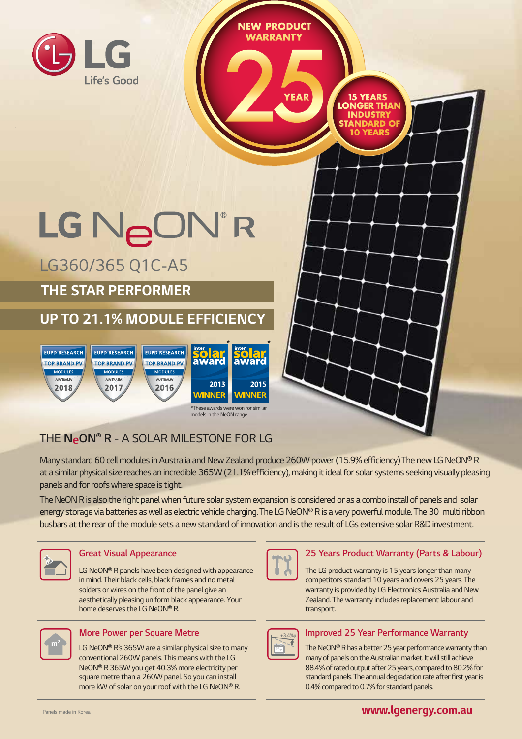LG
Life's Good

NEW PRODUCT WARRANTY

25 YEAR

15 YEARS LONGER THAN INDUSTRY STANDARD OF 10 YEARS

# LG NeON® R

LG360/365 Q1C-A5

## THE STAR PERFORMER

## UP TO 21.1% MODULE EFFICIENCY

EUPD RESEARCH TOP BRAND PV MODULES AUSTRALIA 2018

EUPD RESEARCH TOP BRAND PV MODULES AUSTRALIA 2017

EUPD RESEARCH TOP BRAND PV MODULES AUSTRALIA 2016

intersolar award 2013 WINNER*

intersolar award 2015 WINNER*

*These awards were won for similar models in the NeON range.

## THE NeON® R - A SOLAR MILESTONE FOR LG

Many standard 60 cell modules in Australia and New Zealand produce 260W power (15.9% efficiency) The new LG NeON® R at a similar physical size reaches an incredible 365W (21.1% efficiency), making it ideal for solar systems seeking visually pleasing panels and for roofs where space is tight.

The NeON R is also the right panel when future solar system expansion is considered or as a combo install of panels and solar energy storage via batteries as well as electric vehicle charging. The LG NeON® R is a very powerful module. The 30 multi ribbon busbars at the rear of the module sets a new standard of innovation and is the result of LGs extensive solar R&D investment.

### Great Visual Appearance

LG NeON® R panels have been designed with appearance in mind. Their black cells, black frames and no metal solders or wires on the front of the panel give an aesthetically pleasing uniform black appearance. Your home deserves the LG NeON® R.

### More Power per Square Metre

LG NeON® R's 365W are a similar physical size to many conventional 260W panels. This means with the LG NeON® R 365W you get 40.3% more electricity per square metre than a 260W panel. So you can install more kW of solar on your roof with the LG NeON® R.

### 25 Years Product Warranty (Parts & Labour)

The LG product warranty is 15 years longer than many competitors standard 10 years and covers 25 years. The warranty is provided by LG Electronics Australia and New Zealand. The warranty includes replacement labour and transport.

### Improved 25 Year Performance Warranty

The NeON® R has a better 25 year performance warranty than many of panels on the Australian market. It will still achieve 88.4% of rated output after 25 years, compared to 80.2% for standard panels. The annual degradation rate after first year is 0.4% compared to 0.7% for standard panels.

Panels made in Korea

**www.lgenergy.com.au**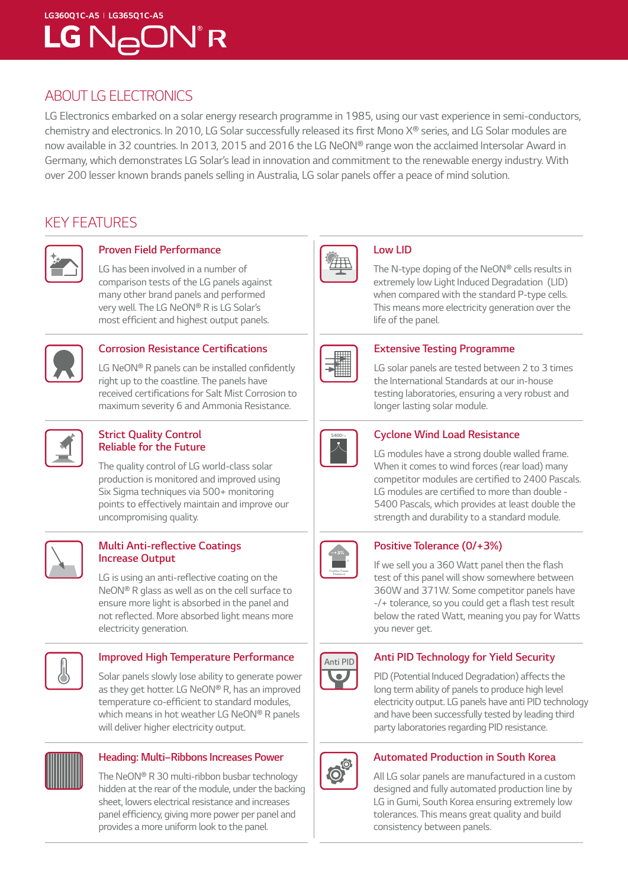LG360Q1C-A5 | LG365Q1C-A5

# LG NeON® R

## ABOUT LG ELECTRONICS

LG Electronics embarked on a solar energy research programme in 1985, using our vast experience in semi-conductors, chemistry and electronics. In 2010, LG Solar successfully released its first Mono X® series, and LG Solar modules are now available in 32 countries. In 2013, 2015 and 2016 the LG NeON® range won the acclaimed Intersolar Award in Germany, which demonstrates LG Solar's lead in innovation and commitment to the renewable energy industry. With over 200 lesser known brands panels selling in Australia, LG solar panels offer a peace of mind solution.

## KEY FEATURES

### Proven Field Performance

LG has been involved in a number of comparison tests of the LG panels against many other brand panels and performed very well. The LG NeON® R is LG Solar's most efficient and highest output panels.

### Corrosion Resistance Certifications

LG NeON® R panels can be installed confidently right up to the coastline. The panels have received certifications for Salt Mist Corrosion to maximum severity 6 and Ammonia Resistance.

### Strict Quality Control Reliable for the Future

The quality control of LG world-class solar production is monitored and improved using Six Sigma techniques via 500+ monitoring points to effectively maintain and improve our uncompromising quality.

### Multi Anti-reflective Coatings Increase Output

LG is using an anti-reflective coating on the NeON® R glass as well as on the cell surface to ensure more light is absorbed in the panel and not reflected. More absorbed light means more electricity generation.

### Improved High Temperature Performance

Solar panels slowly lose ability to generate power as they get hotter. LG NeON® R, has an improved temperature co-efficient to standard modules, which means in hot weather LG NeON® R panels will deliver higher electricity output.

### Heading: Multi–Ribbons Increases Power

The NeON® R 30 multi-ribbon busbar technology hidden at the rear of the module, under the backing sheet, lowers electrical resistance and increases panel efficiency, giving more power per panel and provides a more uniform look to the panel.

### Low LID

The N-type doping of the NeON® cells results in extremely low Light Induced Degradation (LID) when compared with the standard P-type cells. This means more electricity generation over the life of the panel.

### Extensive Testing Programme

LG solar panels are tested between 2 to 3 times the International Standards at our in-house testing laboratories, ensuring a very robust and longer lasting solar module.

### Cyclone Wind Load Resistance

LG modules have a strong double walled frame. When it comes to wind forces (rear load) many competitor modules are certified to 2400 Pascals. LG modules are certified to more than double - 5400 Pascals, which provides at least double the strength and durability to a standard module.

### Positive Tolerance (0/+3%)

If we sell you a 360 Watt panel then the flash test of this panel will show somewhere between 360W and 371W. Some competitor panels have -/+ tolerance, so you could get a flash test result below the rated Watt, meaning you pay for Watts you never get.

### Anti PID Technology for Yield Security

PID (Potential Induced Degradation) affects the long term ability of panels to produce high level electricity output. LG panels have anti PID technology and have been successfully tested by leading third party laboratories regarding PID resistance.

### Automated Production in South Korea

All LG solar panels are manufactured in a custom designed and fully automated production line by LG in Gumi, South Korea ensuring extremely low tolerances. This means great quality and build consistency between panels.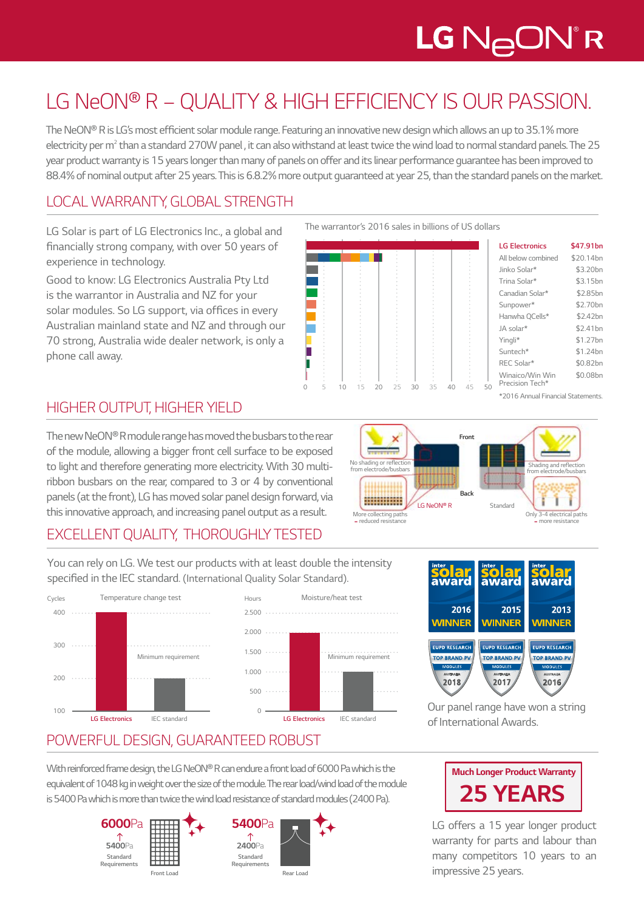# LG NeON® R – QUALITY & HIGH EFFICIENCY IS OUR PASSION.

The NeON® R is LG's most efficient solar module range. Featuring an innovative new design which allows an up to 35.1% more electricity per $m^2$ than a standard 270W panel, it can also withstand at least twice the wind load to normal standard panels. The 25 year product warranty is 15 years longer than many of panels on offer and its linear performance guarantee has been improved to 88.4% of nominal output after 25 years. This is 6.8.2% more output guaranteed at year 25, than the standard panels on the market.

## LOCAL WARRANTY, GLOBAL STRENGTH

LG Solar is part of LG Electronics Inc., a global and financially strong company, with over 50 years of experience in technology.

Good to know: LG Electronics Australia Pty Ltd is the warrantor in Australia and NZ for your solar modules. So LG support, via offices in every Australian mainland state and NZ and through our 70 strong, Australia wide dealer network, is only a phone call away.

The warrantor's 2016 sales in billions of US dollars

| Company | Sales |
|---|---|
| LG Electronics | $47.91bn |
| All below combined | $20.14bn |
| Jinko Solar* | $3.20bn |
| Trina Solar* | $3.15bn |
| Canadian Solar* | $2.85bn |
| Sunpower* | $2.70bn |
| Hanwha QCells* | $2.42bn |
| JA solar* | $2.41bn |
| Yingli* | $1.27bn |
| Suntech* | $1.24bn |
| REC Solar* | $0.82bn |
| Winaico/Win Win Precision Tech* | $0.08bn |

*2016 Annual Financial Statements.

## HIGHER OUTPUT, HIGHER YIELD

The new NeON® R module range has moved the busbars to the rear of the module, allowing a bigger front cell surface to be exposed to light and therefore generating more electricity. With 30 multi-ribbon busbars on the rear, compared to 3 or 4 by conventional panels (at the front), LG has moved solar panel design forward, via this innovative approach, and increasing panel output as a result.

LG NeON® R: No shading or reflection from electrode/busbars (Front); More collecting paths = reduced resistance (Back)

Standard: Shading and reflection from electrode/busbars; Only 3-4 electrical paths = more resistance

## EXCELLENT QUALITY, THOROUGHLY TESTED

You can rely on LG. We test our products with at least double the intensity specified in the IEC standard. (International Quality Solar Standard).

Temperature change test (Cycles): LG Electronics 400; IEC standard (Minimum requirement) 200

Moisture/heat test (Hours): LG Electronics 2.000; IEC standard (Minimum requirement) 1.000

Intersolar award 2016 WINNER, 2015 WINNER, 2013 WINNER

EUPD Research Top Brand PV Modules Australia 2018, 2017, 2016

Our panel range have won a string of International Awards.

## POWERFUL DESIGN, GUARANTEED ROBUST

With reinforced frame design, the LG NeON® R can endure a front load of 6000 Pa which is the equivalent of 1048 kg in weight over the size of the module. The rear load/wind load of the module is 5400 Pa which is more than twice the wind load resistance of standard modules (2400 Pa).

Front Load: 6000Pa (Standard Requirements 5400Pa)

Rear Load: 5400Pa (Standard Requirements 2400Pa)

**Much Longer Product Warranty**

**25 YEARS**

LG offers a 15 year longer product warranty for parts and labour than many competitors 10 years to an impressive 25 years.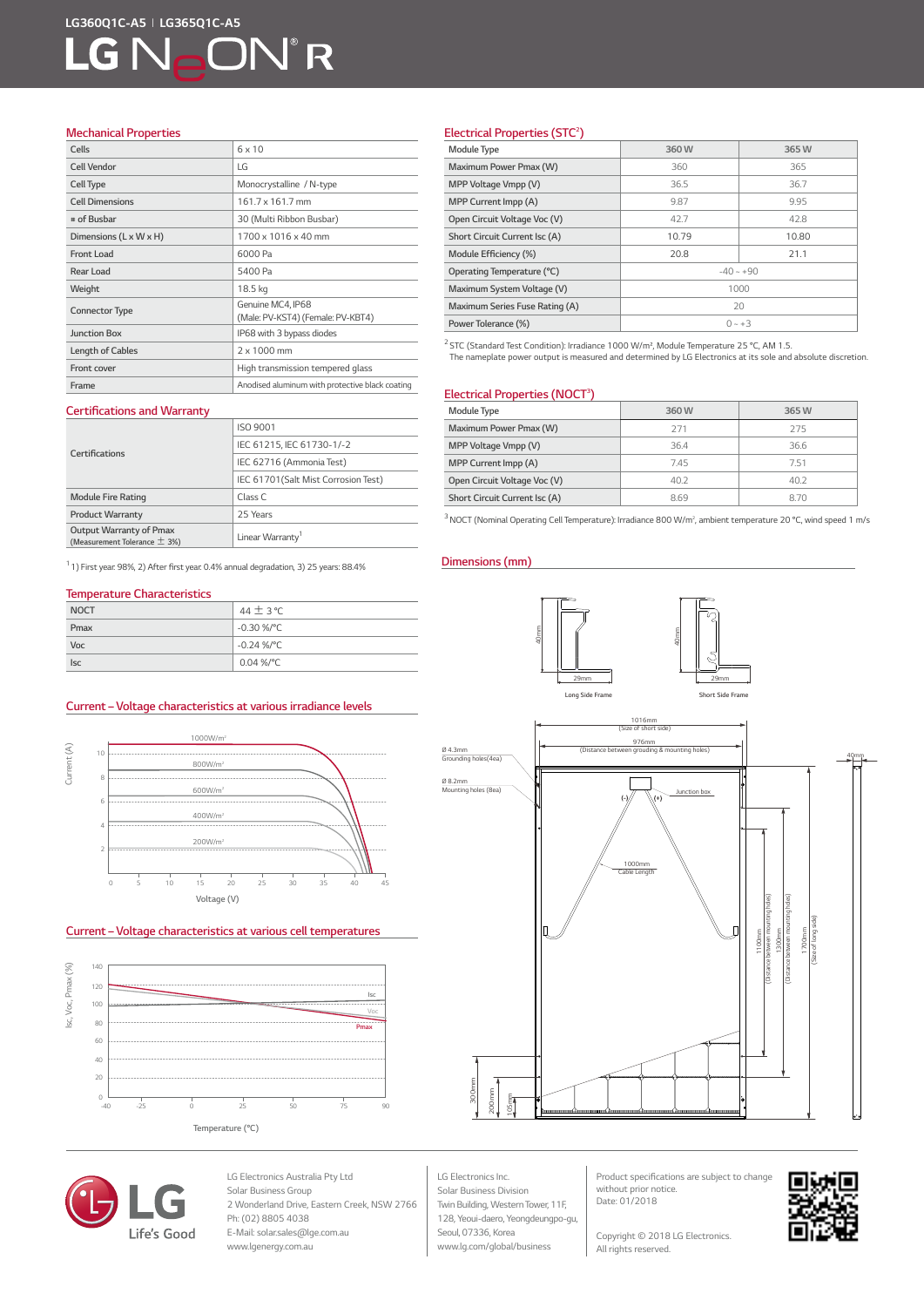LG360Q1C-A5 | LG365Q1C-A5

# LG NeON® R

## Mechanical Properties

| | |
|---|---|
| Cells | 6 x 10 |
| Cell Vendor | LG |
| Cell Type | Monocrystalline / N-type |
| Cell Dimensions | 161.7 x 161.7 mm |
| # of Busbar | 30 (Multi Ribbon Busbar) |
| Dimensions (L x W x H) | 1700 x 1016 x 40 mm |
| Front Load | 6000 Pa |
| Rear Load | 5400 Pa |
| Weight | 18.5 kg |
| Connector Type | Genuine MC4, IP68 (Male: PV-KST4) (Female: PV-KBT4) |
| Junction Box | IP68 with 3 bypass diodes |
| Length of Cables | 2 x 1000 mm |
| Front cover | High transmission tempered glass |
| Frame | Anodised aluminum with protective black coating |

## Certifications and Warranty

| | |
|---|---|
| Certifications | ISO 9001 |
| | IEC 61215, IEC 61730-1/-2 |
| | IEC 62716 (Ammonia Test) |
| | IEC 61701(Salt Mist Corrosion Test) |
| Module Fire Rating | Class C |
| Product Warranty | 25 Years |
| Output Warranty of Pmax (Measurement Tolerance ± 3%) | Linear Warranty[1] |

[1] 1) First year: 98%, 2) After first year: 0.4% annual degradation, 3) 25 years: 88.4%

## Temperature Characteristics

| | |
|---|---|
| NOCT | 44 ± 3 °C |
| Pmax | -0.30 %/°C |
| Voc | -0.24 %/°C |
| Isc | 0.04 %/°C |

## Current – Voltage characteristics at various irradiance levels

Current (A)

10, 8, 6, 4, 2

1000W/m²
800W/m²
600W/m²
400W/m²
200W/m²

0, 5, 10, 15, 20, 25, 30, 35, 40, 45

Voltage (V)

## Current – Voltage characteristics at various cell temperatures

Isc, Voc, Pmax (%)

140, 120, 100, 80, 60, 40, 20, 0

Isc
Voc
Pmax

-40, -25, 0, 25, 50, 75, 90

Temperature (°C)

## Electrical Properties (STC[2])

| Module Type | 360 W | 365 W |
|---|---|---|
| Maximum Power Pmax (W) | 360 | 365 |
| MPP Voltage Vmpp (V) | 36.5 | 36.7 |
| MPP Current Impp (A) | 9.87 | 9.95 |
| Open Circuit Voltage Voc (V) | 42.7 | 42.8 |
| Short Circuit Current Isc (A) | 10.79 | 10.80 |
| Module Efficiency (%) | 20.8 | 21.1 |
| Operating Temperature (°C) | -40 ~ +90 | |
| Maximum System Voltage (V) | 1000 | |
| Maximum Series Fuse Rating (A) | 20 | |
| Power Tolerance (%) | 0 ~ +3 | |

[2] STC (Standard Test Condition): Irradiance 1000 W/m², Module Temperature 25 °C, AM 1.5.
The nameplate power output is measured and determined by LG Electronics at its sole and absolute discretion.

## Electrical Properties (NOCT[3])

| Module Type | 360 W | 365 W |
|---|---|---|
| Maximum Power Pmax (W) | 271 | 275 |
| MPP Voltage Vmpp (V) | 36.4 | 36.6 |
| MPP Current Impp (A) | 7.45 | 7.51 |
| Open Circuit Voltage Voc (V) | 40.2 | 40.2 |
| Short Circuit Current Isc (A) | 8.69 | 8.70 |

[3] NOCT (Nominal Operating Cell Temperature): Irradiance 800 W/m², ambient temperature 20 °C, wind speed 1 m/s

## Dimensions (mm)

40mm
29mm
Long Side Frame

40mm
29mm
Short Side Frame

1016mm (Size of short side)
976mm (Distance between grouding & mounting holes)
Ø 4.3mm Grounding holes(4ea)
Ø 8.2mm Mounting holes (8ea)
Junction box
(-) (+)
1000mm Cable Length
1100mm (Distance between mounting holes)
1300mm (Distance between mounting holes)
1700mm (Size of long side)
40mm
300mm
200mm
105mm

---

LG Electronics Australia Pty Ltd
Solar Business Group
2 Wonderland Drive, Eastern Creek, NSW 2766
Ph: (02) 8805 4038
E-Mail: solar.sales@lge.com.au
www.lgenergy.com.au

LG Electronics Inc.
Solar Business Division
Twin Building, Western Tower, 11F,
128, Yeoui-daero, Yeongdeungpo-gu,
Seoul, 07336, Korea
www.lg.com/global/business

Product specifications are subject to change without prior notice.
Date: 01/2018

Copyright © 2018 LG Electronics.
All rights reserved.